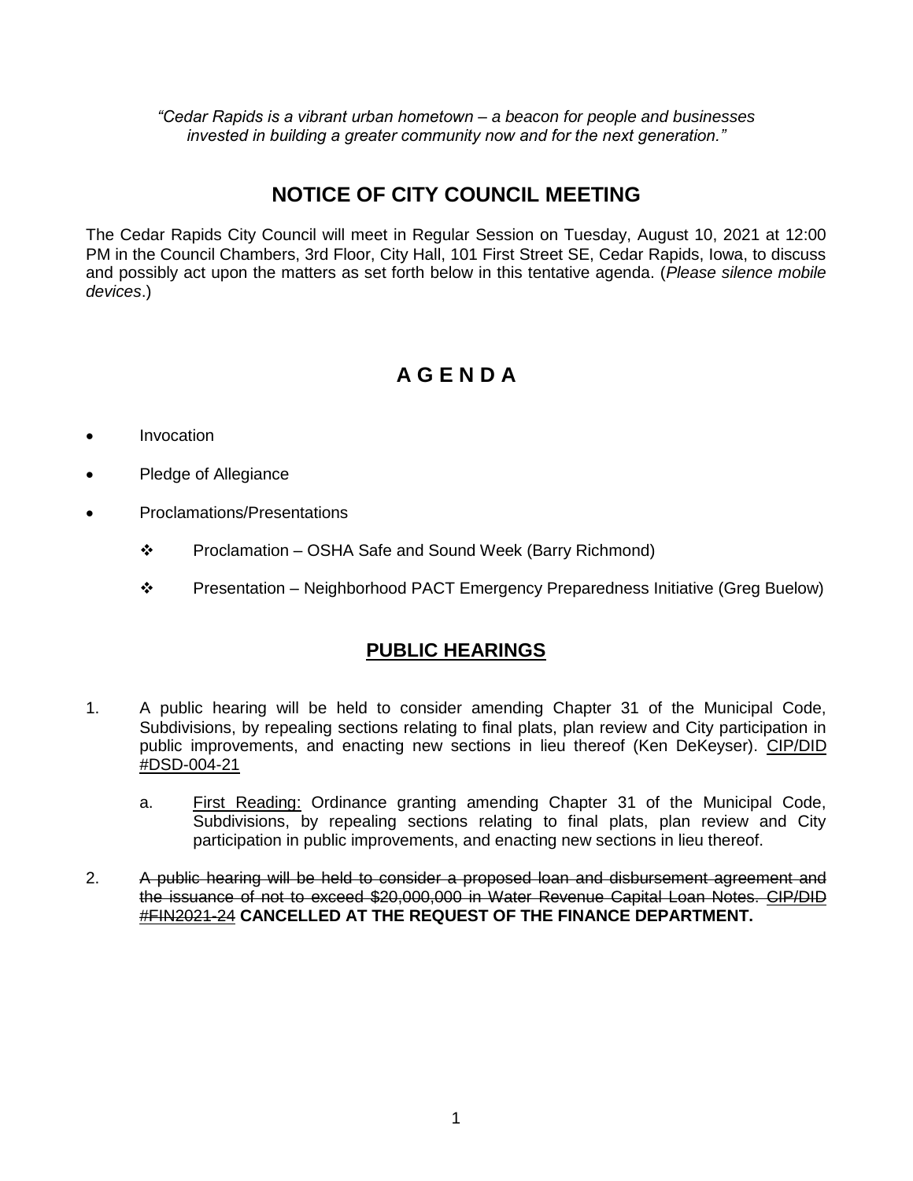*"Cedar Rapids is a vibrant urban hometown – a beacon for people and businesses invested in building a greater community now and for the next generation."*

# NOTICE OF CITY COUNCIL MEETING

The Cedar Rapids City Council will meet in Regular Session on Tuesday, August 10, 2021 at 12:00 PM in the Council Chambers, 3rd Floor, City Hall, 101 First Street SE, Cedar Rapids, Iowa, to discuss and possibly act upon the matters as set forth below in this tentative agenda. (*Please silence mobile devices*.)

# A G E N D A

- Invocation
- Pledge of Allegiance
- Proclamations/Presentations
  - ❖ Proclamation – OSHA Safe and Sound Week (Barry Richmond)
  - ❖ Presentation – Neighborhood PACT Emergency Preparedness Initiative (Greg Buelow)

## PUBLIC HEARINGS

1. A public hearing will be held to consider amending Chapter 31 of the Municipal Code, Subdivisions, by repealing sections relating to final plats, plan review and City participation in public improvements, and enacting new sections in lieu thereof (Ken DeKeyser). CIP/DID #DSD-004-21

   a. First Reading: Ordinance granting amending Chapter 31 of the Municipal Code, Subdivisions, by repealing sections relating to final plats, plan review and City participation in public improvements, and enacting new sections in lieu thereof.

2. ~~A public hearing will be held to consider a proposed loan and disbursement agreement and the issuance of not to exceed $20,000,000 in Water Revenue Capital Loan Notes. CIP/DID #FIN2021-24~~ **CANCELLED AT THE REQUEST OF THE FINANCE DEPARTMENT.**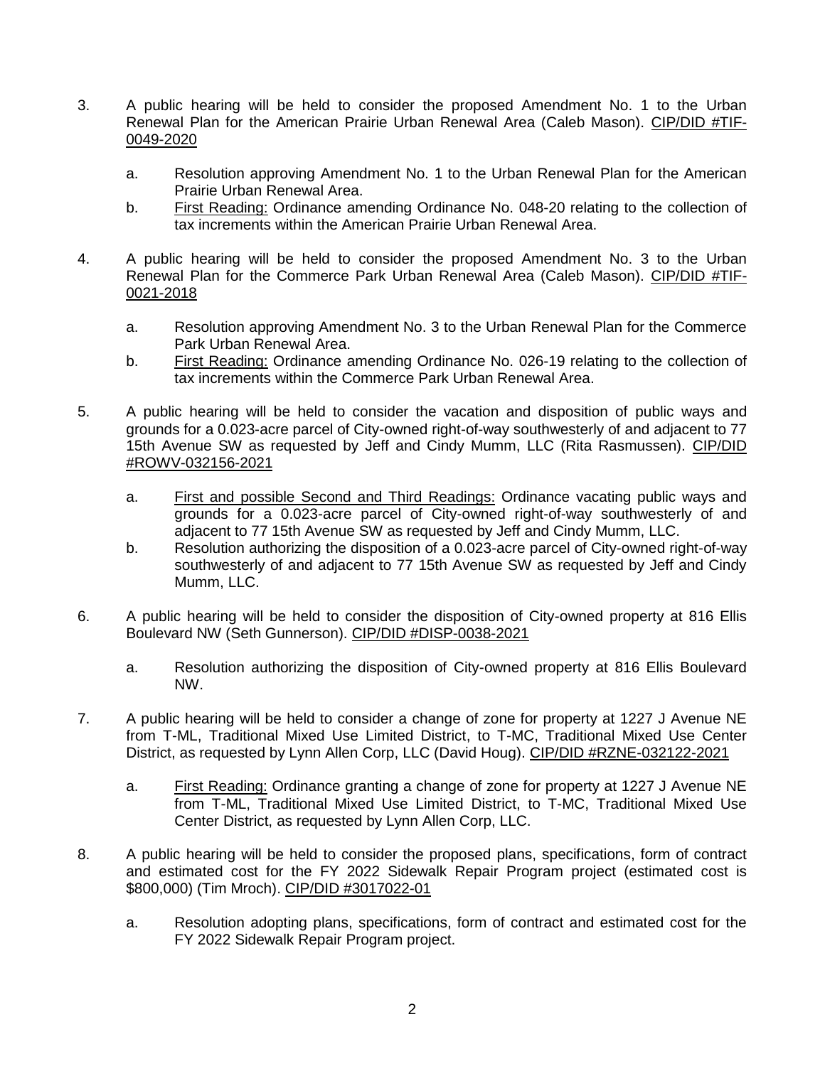3. A public hearing will be held to consider the proposed Amendment No. 1 to the Urban Renewal Plan for the American Prairie Urban Renewal Area (Caleb Mason). CIP/DID #TIF-0049-2020

    a. Resolution approving Amendment No. 1 to the Urban Renewal Plan for the American Prairie Urban Renewal Area.
    b. First Reading: Ordinance amending Ordinance No. 048-20 relating to the collection of tax increments within the American Prairie Urban Renewal Area.

4. A public hearing will be held to consider the proposed Amendment No. 3 to the Urban Renewal Plan for the Commerce Park Urban Renewal Area (Caleb Mason). CIP/DID #TIF-0021-2018

    a. Resolution approving Amendment No. 3 to the Urban Renewal Plan for the Commerce Park Urban Renewal Area.
    b. First Reading: Ordinance amending Ordinance No. 026-19 relating to the collection of tax increments within the Commerce Park Urban Renewal Area.

5. A public hearing will be held to consider the vacation and disposition of public ways and grounds for a 0.023-acre parcel of City-owned right-of-way southwesterly of and adjacent to 77 15th Avenue SW as requested by Jeff and Cindy Mumm, LLC (Rita Rasmussen). CIP/DID #ROWV-032156-2021

    a. First and possible Second and Third Readings: Ordinance vacating public ways and grounds for a 0.023-acre parcel of City-owned right-of-way southwesterly of and adjacent to 77 15th Avenue SW as requested by Jeff and Cindy Mumm, LLC.
    b. Resolution authorizing the disposition of a 0.023-acre parcel of City-owned right-of-way southwesterly of and adjacent to 77 15th Avenue SW as requested by Jeff and Cindy Mumm, LLC.

6. A public hearing will be held to consider the disposition of City-owned property at 816 Ellis Boulevard NW (Seth Gunnerson). CIP/DID #DISP-0038-2021

    a. Resolution authorizing the disposition of City-owned property at 816 Ellis Boulevard NW.

7. A public hearing will be held to consider a change of zone for property at 1227 J Avenue NE from T-ML, Traditional Mixed Use Limited District, to T-MC, Traditional Mixed Use Center District, as requested by Lynn Allen Corp, LLC (David Houg). CIP/DID #RZNE-032122-2021

    a. First Reading: Ordinance granting a change of zone for property at 1227 J Avenue NE from T-ML, Traditional Mixed Use Limited District, to T-MC, Traditional Mixed Use Center District, as requested by Lynn Allen Corp, LLC.

8. A public hearing will be held to consider the proposed plans, specifications, form of contract and estimated cost for the FY 2022 Sidewalk Repair Program project (estimated cost is $800,000) (Tim Mroch). CIP/DID #3017022-01

    a. Resolution adopting plans, specifications, form of contract and estimated cost for the FY 2022 Sidewalk Repair Program project.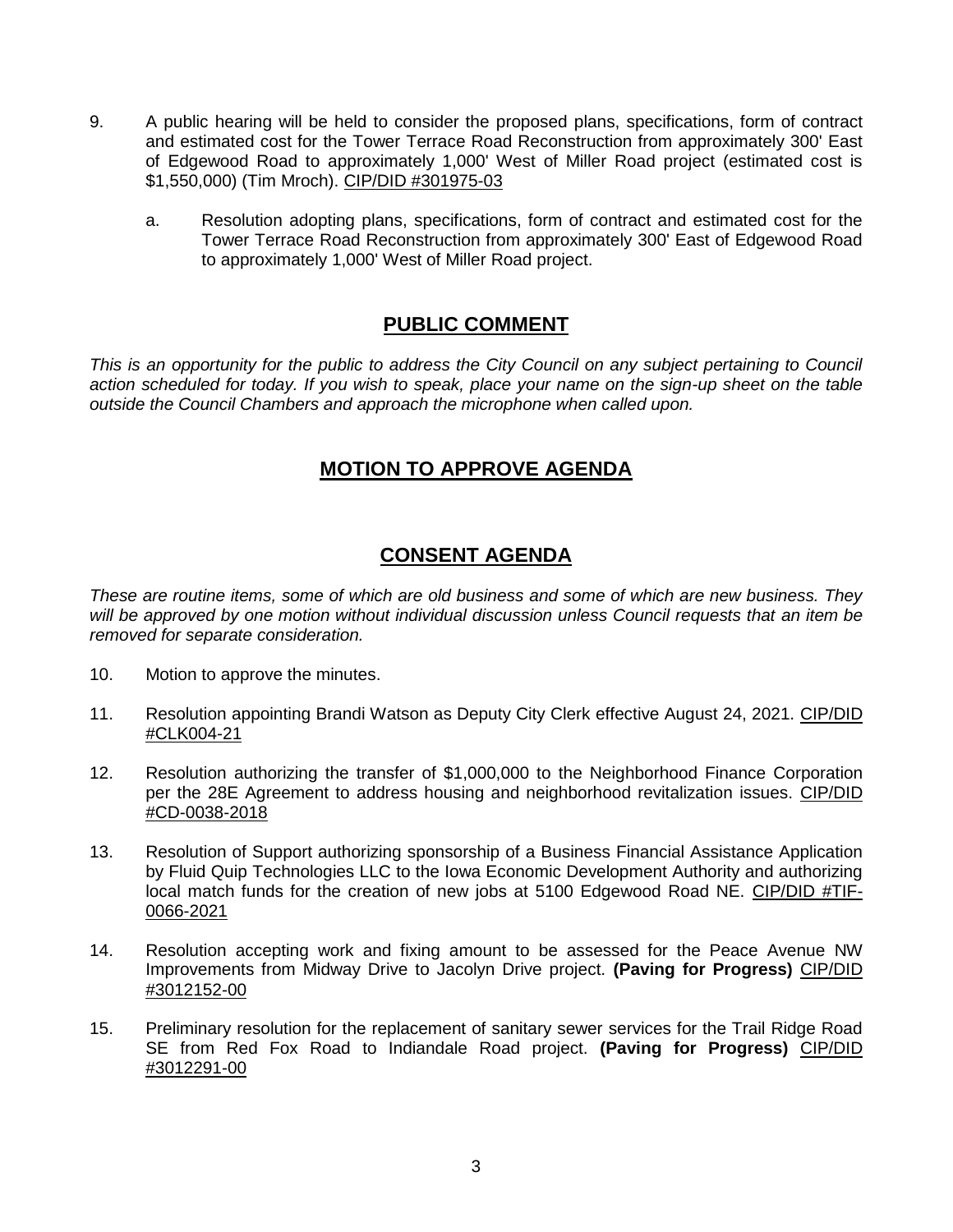9. A public hearing will be held to consider the proposed plans, specifications, form of contract and estimated cost for the Tower Terrace Road Reconstruction from approximately 300' East of Edgewood Road to approximately 1,000' West of Miller Road project (estimated cost is $1,550,000) (Tim Mroch). CIP/DID #301975-03

   a. Resolution adopting plans, specifications, form of contract and estimated cost for the Tower Terrace Road Reconstruction from approximately 300' East of Edgewood Road to approximately 1,000' West of Miller Road project.

## PUBLIC COMMENT

*This is an opportunity for the public to address the City Council on any subject pertaining to Council action scheduled for today. If you wish to speak, place your name on the sign-up sheet on the table outside the Council Chambers and approach the microphone when called upon.*

## MOTION TO APPROVE AGENDA

## CONSENT AGENDA

*These are routine items, some of which are old business and some of which are new business. They will be approved by one motion without individual discussion unless Council requests that an item be removed for separate consideration.*

10. Motion to approve the minutes.

11. Resolution appointing Brandi Watson as Deputy City Clerk effective August 24, 2021. CIP/DID #CLK004-21

12. Resolution authorizing the transfer of $1,000,000 to the Neighborhood Finance Corporation per the 28E Agreement to address housing and neighborhood revitalization issues. CIP/DID #CD-0038-2018

13. Resolution of Support authorizing sponsorship of a Business Financial Assistance Application by Fluid Quip Technologies LLC to the Iowa Economic Development Authority and authorizing local match funds for the creation of new jobs at 5100 Edgewood Road NE. CIP/DID #TIF-0066-2021

14. Resolution accepting work and fixing amount to be assessed for the Peace Avenue NW Improvements from Midway Drive to Jacolyn Drive project. **(Paving for Progress)** CIP/DID #3012152-00

15. Preliminary resolution for the replacement of sanitary sewer services for the Trail Ridge Road SE from Red Fox Road to Indiandale Road project. **(Paving for Progress)** CIP/DID #3012291-00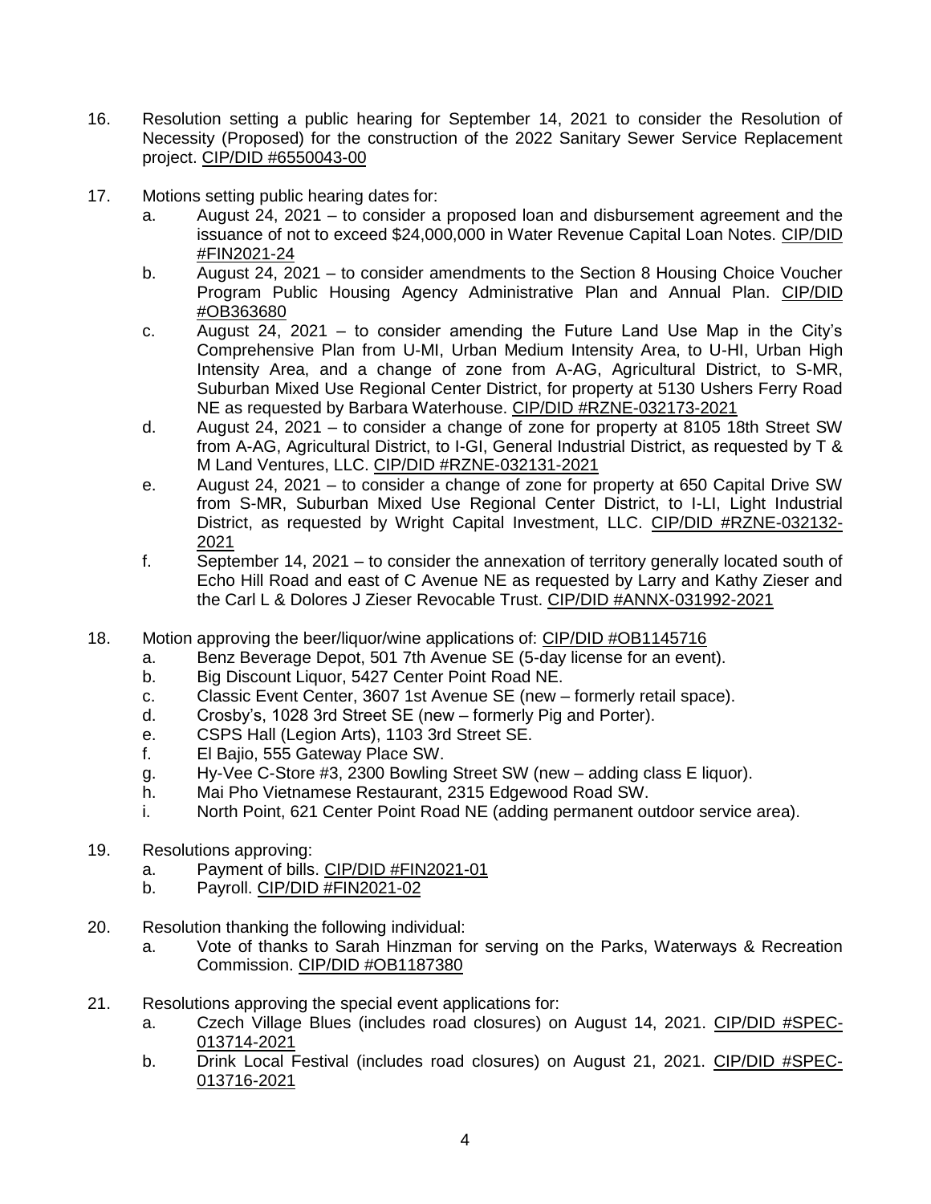16. Resolution setting a public hearing for September 14, 2021 to consider the Resolution of Necessity (Proposed) for the construction of the 2022 Sanitary Sewer Service Replacement project. CIP/DID #6550043-00

17. Motions setting public hearing dates for:
    a. August 24, 2021 – to consider a proposed loan and disbursement agreement and the issuance of not to exceed $24,000,000 in Water Revenue Capital Loan Notes. CIP/DID #FIN2021-24
    b. August 24, 2021 – to consider amendments to the Section 8 Housing Choice Voucher Program Public Housing Agency Administrative Plan and Annual Plan. CIP/DID #OB363680
    c. August 24, 2021 – to consider amending the Future Land Use Map in the City's Comprehensive Plan from U-MI, Urban Medium Intensity Area, to U-HI, Urban High Intensity Area, and a change of zone from A-AG, Agricultural District, to S-MR, Suburban Mixed Use Regional Center District, for property at 5130 Ushers Ferry Road NE as requested by Barbara Waterhouse. CIP/DID #RZNE-032173-2021
    d. August 24, 2021 – to consider a change of zone for property at 8105 18th Street SW from A-AG, Agricultural District, to I-GI, General Industrial District, as requested by T & M Land Ventures, LLC. CIP/DID #RZNE-032131-2021
    e. August 24, 2021 – to consider a change of zone for property at 650 Capital Drive SW from S-MR, Suburban Mixed Use Regional Center District, to I-LI, Light Industrial District, as requested by Wright Capital Investment, LLC. CIP/DID #RZNE-032132-2021
    f. September 14, 2021 – to consider the annexation of territory generally located south of Echo Hill Road and east of C Avenue NE as requested by Larry and Kathy Zieser and the Carl L & Dolores J Zieser Revocable Trust. CIP/DID #ANNX-031992-2021

18. Motion approving the beer/liquor/wine applications of: CIP/DID #OB1145716
    a. Benz Beverage Depot, 501 7th Avenue SE (5-day license for an event).
    b. Big Discount Liquor, 5427 Center Point Road NE.
    c. Classic Event Center, 3607 1st Avenue SE (new – formerly retail space).
    d. Crosby's, 1028 3rd Street SE (new – formerly Pig and Porter).
    e. CSPS Hall (Legion Arts), 1103 3rd Street SE.
    f. El Bajio, 555 Gateway Place SW.
    g. Hy-Vee C-Store #3, 2300 Bowling Street SW (new – adding class E liquor).
    h. Mai Pho Vietnamese Restaurant, 2315 Edgewood Road SW.
    i. North Point, 621 Center Point Road NE (adding permanent outdoor service area).

19. Resolutions approving:
    a. Payment of bills. CIP/DID #FIN2021-01
    b. Payroll. CIP/DID #FIN2021-02

20. Resolution thanking the following individual:
    a. Vote of thanks to Sarah Hinzman for serving on the Parks, Waterways & Recreation Commission. CIP/DID #OB1187380

21. Resolutions approving the special event applications for:
    a. Czech Village Blues (includes road closures) on August 14, 2021. CIP/DID #SPEC-013714-2021
    b. Drink Local Festival (includes road closures) on August 21, 2021. CIP/DID #SPEC-013716-2021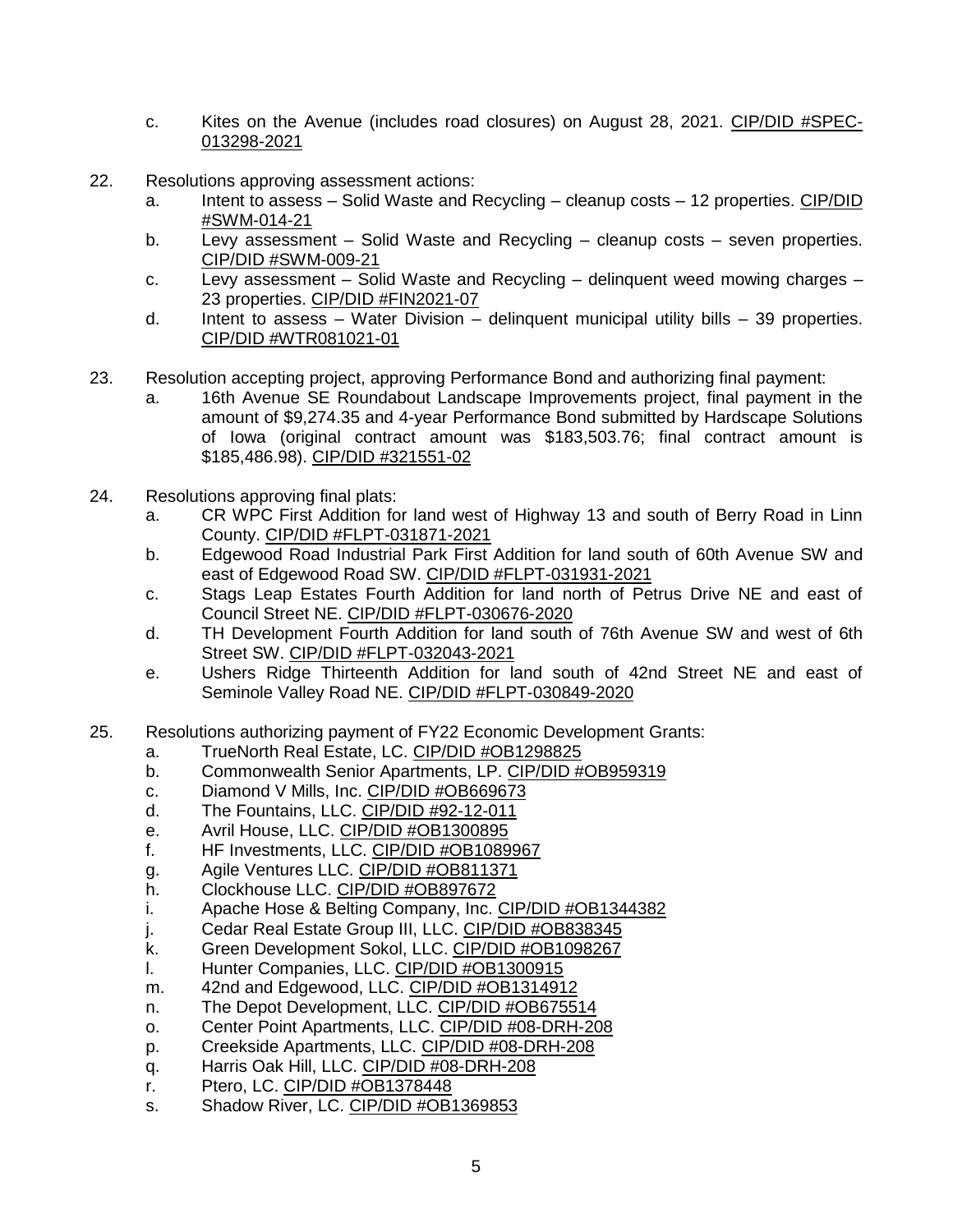c. Kites on the Avenue (includes road closures) on August 28, 2021. CIP/DID #SPEC-013298-2021

22. Resolutions approving assessment actions:
    a. Intent to assess – Solid Waste and Recycling – cleanup costs – 12 properties. CIP/DID #SWM-014-21
    b. Levy assessment – Solid Waste and Recycling – cleanup costs – seven properties. CIP/DID #SWM-009-21
    c. Levy assessment – Solid Waste and Recycling – delinquent weed mowing charges – 23 properties. CIP/DID #FIN2021-07
    d. Intent to assess – Water Division – delinquent municipal utility bills – 39 properties. CIP/DID #WTR081021-01

23. Resolution accepting project, approving Performance Bond and authorizing final payment:
    a. 16th Avenue SE Roundabout Landscape Improvements project, final payment in the amount of $9,274.35 and 4-year Performance Bond submitted by Hardscape Solutions of Iowa (original contract amount was $183,503.76; final contract amount is $185,486.98). CIP/DID #321551-02

24. Resolutions approving final plats:
    a. CR WPC First Addition for land west of Highway 13 and south of Berry Road in Linn County. CIP/DID #FLPT-031871-2021
    b. Edgewood Road Industrial Park First Addition for land south of 60th Avenue SW and east of Edgewood Road SW. CIP/DID #FLPT-031931-2021
    c. Stags Leap Estates Fourth Addition for land north of Petrus Drive NE and east of Council Street NE. CIP/DID #FLPT-030676-2020
    d. TH Development Fourth Addition for land south of 76th Avenue SW and west of 6th Street SW. CIP/DID #FLPT-032043-2021
    e. Ushers Ridge Thirteenth Addition for land south of 42nd Street NE and east of Seminole Valley Road NE. CIP/DID #FLPT-030849-2020

25. Resolutions authorizing payment of FY22 Economic Development Grants:
    a. TrueNorth Real Estate, LC. CIP/DID #OB1298825
    b. Commonwealth Senior Apartments, LP. CIP/DID #OB959319
    c. Diamond V Mills, Inc. CIP/DID #OB669673
    d. The Fountains, LLC. CIP/DID #92-12-011
    e. Avril House, LLC. CIP/DID #OB1300895
    f. HF Investments, LLC. CIP/DID #OB1089967
    g. Agile Ventures LLC. CIP/DID #OB811371
    h. Clockhouse LLC. CIP/DID #OB897672
    i. Apache Hose & Belting Company, Inc. CIP/DID #OB1344382
    j. Cedar Real Estate Group III, LLC. CIP/DID #OB838345
    k. Green Development Sokol, LLC. CIP/DID #OB1098267
    l. Hunter Companies, LLC. CIP/DID #OB1300915
    m. 42nd and Edgewood, LLC. CIP/DID #OB1314912
    n. The Depot Development, LLC. CIP/DID #OB675514
    o. Center Point Apartments, LLC. CIP/DID #08-DRH-208
    p. Creekside Apartments, LLC. CIP/DID #08-DRH-208
    q. Harris Oak Hill, LLC. CIP/DID #08-DRH-208
    r. Ptero, LC. CIP/DID #OB1378448
    s. Shadow River, LC. CIP/DID #OB1369853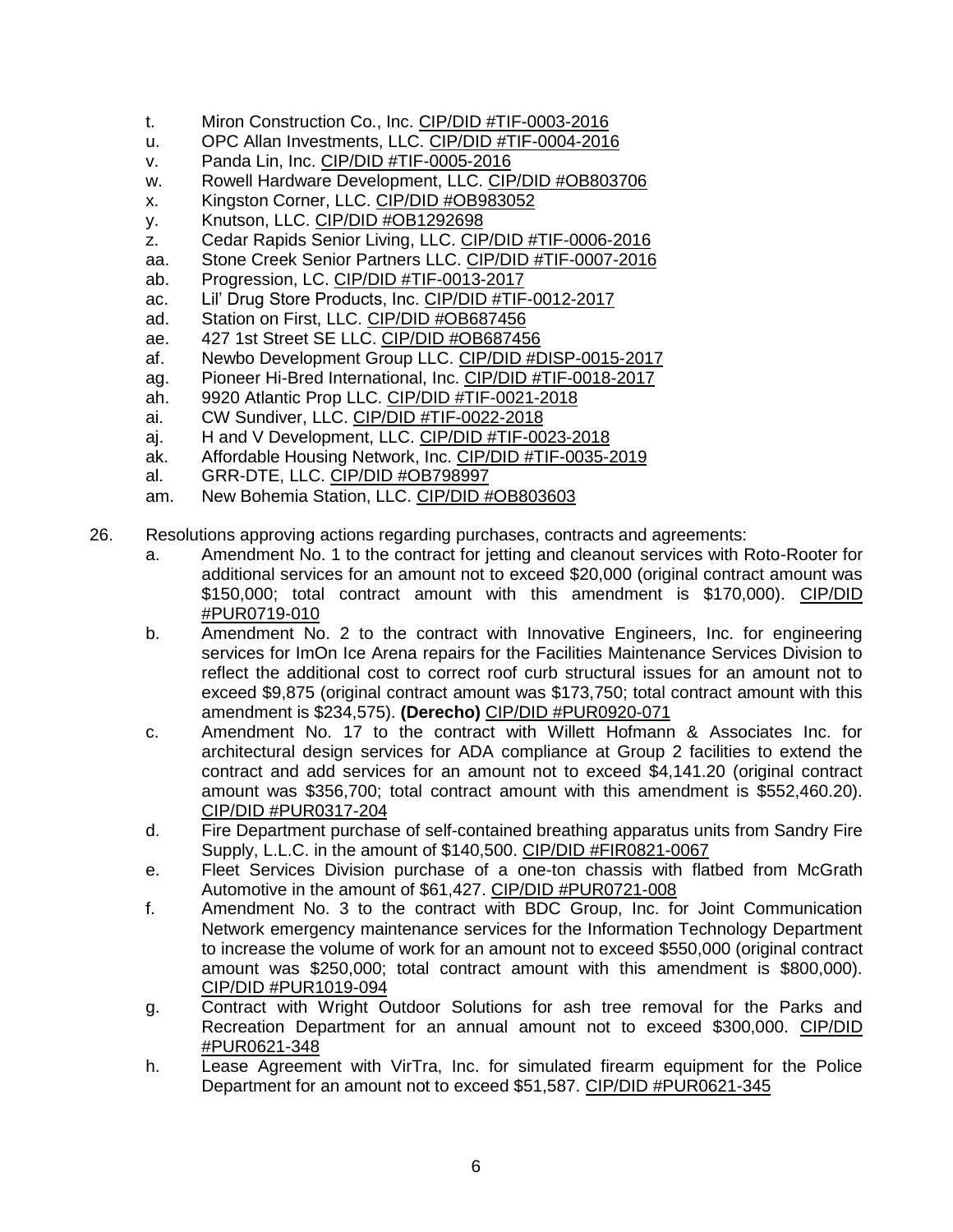t. Miron Construction Co., Inc. CIP/DID #TIF-0003-2016
u. OPC Allan Investments, LLC. CIP/DID #TIF-0004-2016
v. Panda Lin, Inc. CIP/DID #TIF-0005-2016
w. Rowell Hardware Development, LLC. CIP/DID #OB803706
x. Kingston Corner, LLC. CIP/DID #OB983052
y. Knutson, LLC. CIP/DID #OB1292698
z. Cedar Rapids Senior Living, LLC. CIP/DID #TIF-0006-2016
aa. Stone Creek Senior Partners LLC. CIP/DID #TIF-0007-2016
ab. Progression, LC. CIP/DID #TIF-0013-2017
ac. Lil' Drug Store Products, Inc. CIP/DID #TIF-0012-2017
ad. Station on First, LLC. CIP/DID #OB687456
ae. 427 1st Street SE LLC. CIP/DID #OB687456
af. Newbo Development Group LLC. CIP/DID #DISP-0015-2017
ag. Pioneer Hi-Bred International, Inc. CIP/DID #TIF-0018-2017
ah. 9920 Atlantic Prop LLC. CIP/DID #TIF-0021-2018
ai. CW Sundiver, LLC. CIP/DID #TIF-0022-2018
aj. H and V Development, LLC. CIP/DID #TIF-0023-2018
ak. Affordable Housing Network, Inc. CIP/DID #TIF-0035-2019
al. GRR-DTE, LLC. CIP/DID #OB798997
am. New Bohemia Station, LLC. CIP/DID #OB803603

26. Resolutions approving actions regarding purchases, contracts and agreements:
    a. Amendment No. 1 to the contract for jetting and cleanout services with Roto-Rooter for additional services for an amount not to exceed $20,000 (original contract amount was $150,000; total contract amount with this amendment is $170,000). CIP/DID #PUR0719-010
    b. Amendment No. 2 to the contract with Innovative Engineers, Inc. for engineering services for ImOn Ice Arena repairs for the Facilities Maintenance Services Division to reflect the additional cost to correct roof curb structural issues for an amount not to exceed $9,875 (original contract amount was $173,750; total contract amount with this amendment is $234,575). **(Derecho)** CIP/DID #PUR0920-071
    c. Amendment No. 17 to the contract with Willett Hofmann & Associates Inc. for architectural design services for ADA compliance at Group 2 facilities to extend the contract and add services for an amount not to exceed $4,141.20 (original contract amount was $356,700; total contract amount with this amendment is $552,460.20). CIP/DID #PUR0317-204
    d. Fire Department purchase of self-contained breathing apparatus units from Sandry Fire Supply, L.L.C. in the amount of $140,500. CIP/DID #FIR0821-0067
    e. Fleet Services Division purchase of a one-ton chassis with flatbed from McGrath Automotive in the amount of $61,427. CIP/DID #PUR0721-008
    f. Amendment No. 3 to the contract with BDC Group, Inc. for Joint Communication Network emergency maintenance services for the Information Technology Department to increase the volume of work for an amount not to exceed $550,000 (original contract amount was $250,000; total contract amount with this amendment is $800,000). CIP/DID #PUR1019-094
    g. Contract with Wright Outdoor Solutions for ash tree removal for the Parks and Recreation Department for an annual amount not to exceed $300,000. CIP/DID #PUR0621-348
    h. Lease Agreement with VirTra, Inc. for simulated firearm equipment for the Police Department for an amount not to exceed $51,587. CIP/DID #PUR0621-345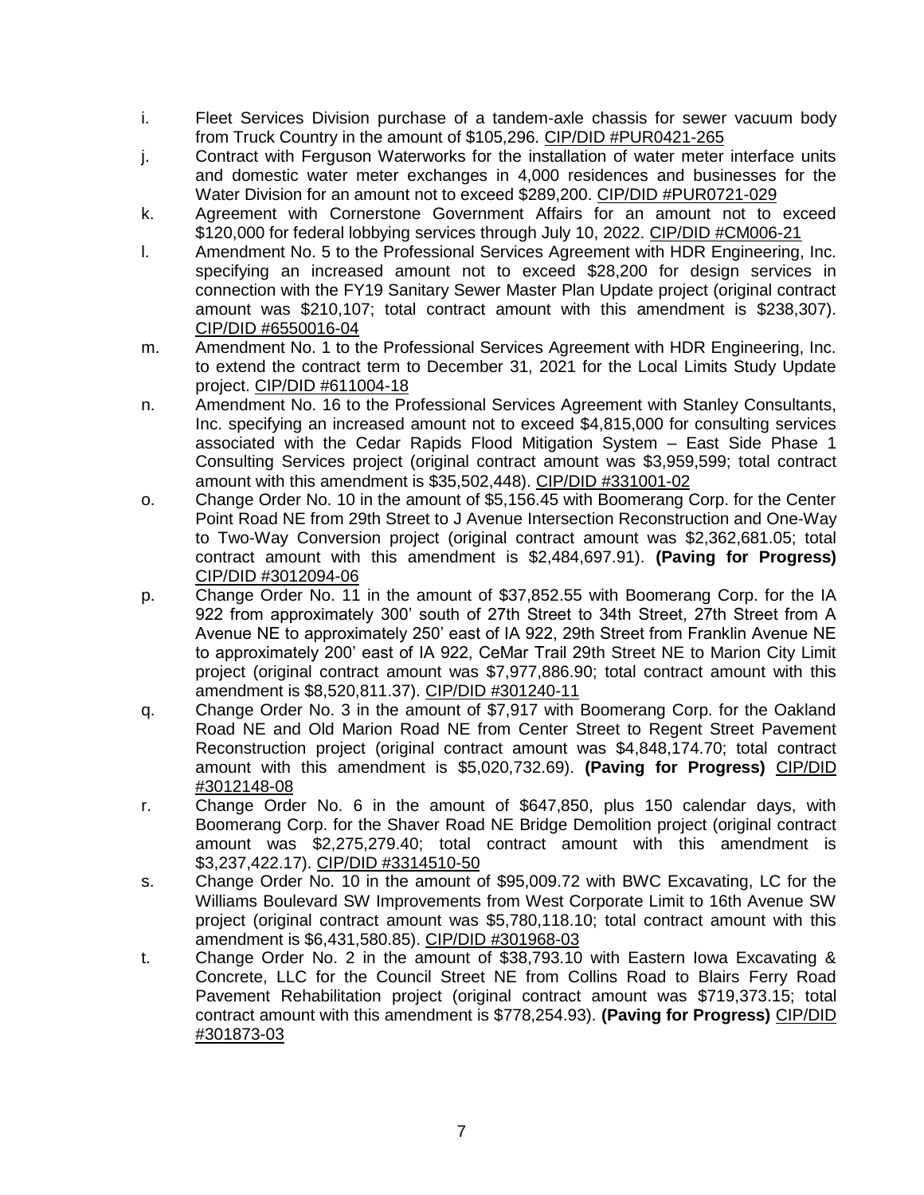i. Fleet Services Division purchase of a tandem-axle chassis for sewer vacuum body from Truck Country in the amount of $105,296. CIP/DID #PUR0421-265

j. Contract with Ferguson Waterworks for the installation of water meter interface units and domestic water meter exchanges in 4,000 residences and businesses for the Water Division for an amount not to exceed $289,200. CIP/DID #PUR0721-029

k. Agreement with Cornerstone Government Affairs for an amount not to exceed $120,000 for federal lobbying services through July 10, 2022. CIP/DID #CM006-21

l. Amendment No. 5 to the Professional Services Agreement with HDR Engineering, Inc. specifying an increased amount not to exceed $28,200 for design services in connection with the FY19 Sanitary Sewer Master Plan Update project (original contract amount was $210,107; total contract amount with this amendment is $238,307). CIP/DID #6550016-04

m. Amendment No. 1 to the Professional Services Agreement with HDR Engineering, Inc. to extend the contract term to December 31, 2021 for the Local Limits Study Update project. CIP/DID #611004-18

n. Amendment No. 16 to the Professional Services Agreement with Stanley Consultants, Inc. specifying an increased amount not to exceed $4,815,000 for consulting services associated with the Cedar Rapids Flood Mitigation System – East Side Phase 1 Consulting Services project (original contract amount was $3,959,599; total contract amount with this amendment is $35,502,448). CIP/DID #331001-02

o. Change Order No. 10 in the amount of $5,156.45 with Boomerang Corp. for the Center Point Road NE from 29th Street to J Avenue Intersection Reconstruction and One-Way to Two-Way Conversion project (original contract amount was $2,362,681.05; total contract amount with this amendment is $2,484,697.91). **(Paving for Progress)** CIP/DID #3012094-06

p. Change Order No. 11 in the amount of $37,852.55 with Boomerang Corp. for the IA 922 from approximately 300' south of 27th Street to 34th Street, 27th Street from A Avenue NE to approximately 250' east of IA 922, 29th Street from Franklin Avenue NE to approximately 200' east of IA 922, CeMar Trail 29th Street NE to Marion City Limit project (original contract amount was $7,977,886.90; total contract amount with this amendment is $8,520,811.37). CIP/DID #301240-11

q. Change Order No. 3 in the amount of $7,917 with Boomerang Corp. for the Oakland Road NE and Old Marion Road NE from Center Street to Regent Street Pavement Reconstruction project (original contract amount was $4,848,174.70; total contract amount with this amendment is $5,020,732.69). **(Paving for Progress)** CIP/DID #3012148-08

r. Change Order No. 6 in the amount of $647,850, plus 150 calendar days, with Boomerang Corp. for the Shaver Road NE Bridge Demolition project (original contract amount was $2,275,279.40; total contract amount with this amendment is $3,237,422.17). CIP/DID #3314510-50

s. Change Order No. 10 in the amount of $95,009.72 with BWC Excavating, LC for the Williams Boulevard SW Improvements from West Corporate Limit to 16th Avenue SW project (original contract amount was $5,780,118.10; total contract amount with this amendment is $6,431,580.85). CIP/DID #301968-03

t. Change Order No. 2 in the amount of $38,793.10 with Eastern Iowa Excavating & Concrete, LLC for the Council Street NE from Collins Road to Blairs Ferry Road Pavement Rehabilitation project (original contract amount was $719,373.15; total contract amount with this amendment is $778,254.93). **(Paving for Progress)** CIP/DID #301873-03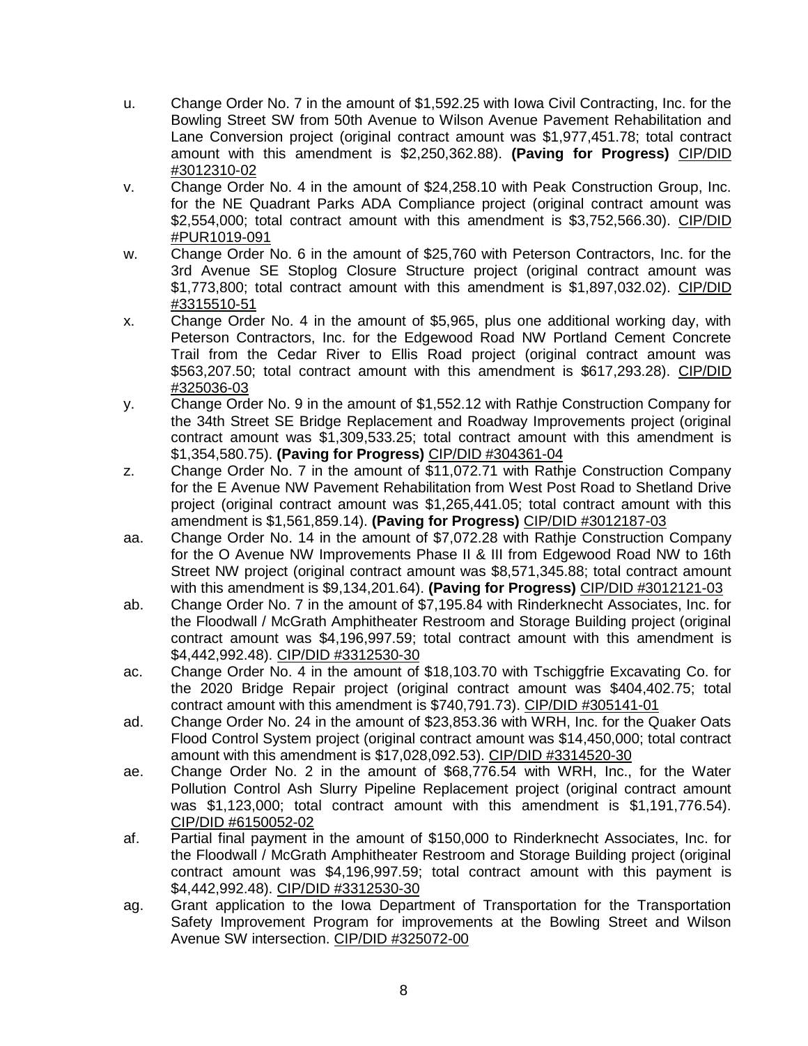u. Change Order No. 7 in the amount of $1,592.25 with Iowa Civil Contracting, Inc. for the Bowling Street SW from 50th Avenue to Wilson Avenue Pavement Rehabilitation and Lane Conversion project (original contract amount was $1,977,451.78; total contract amount with this amendment is $2,250,362.88). **(Paving for Progress)** CIP/DID #3012310-02

v. Change Order No. 4 in the amount of $24,258.10 with Peak Construction Group, Inc. for the NE Quadrant Parks ADA Compliance project (original contract amount was $2,554,000; total contract amount with this amendment is $3,752,566.30). CIP/DID #PUR1019-091

w. Change Order No. 6 in the amount of $25,760 with Peterson Contractors, Inc. for the 3rd Avenue SE Stoplog Closure Structure project (original contract amount was $1,773,800; total contract amount with this amendment is $1,897,032.02). CIP/DID #3315510-51

x. Change Order No. 4 in the amount of $5,965, plus one additional working day, with Peterson Contractors, Inc. for the Edgewood Road NW Portland Cement Concrete Trail from the Cedar River to Ellis Road project (original contract amount was $563,207.50; total contract amount with this amendment is $617,293.28). CIP/DID #325036-03

y. Change Order No. 9 in the amount of $1,552.12 with Rathje Construction Company for the 34th Street SE Bridge Replacement and Roadway Improvements project (original contract amount was $1,309,533.25; total contract amount with this amendment is $1,354,580.75). **(Paving for Progress)** CIP/DID #304361-04

z. Change Order No. 7 in the amount of $11,072.71 with Rathje Construction Company for the E Avenue NW Pavement Rehabilitation from West Post Road to Shetland Drive project (original contract amount was $1,265,441.05; total contract amount with this amendment is $1,561,859.14). **(Paving for Progress)** CIP/DID #3012187-03

aa. Change Order No. 14 in the amount of $7,072.28 with Rathje Construction Company for the O Avenue NW Improvements Phase II & III from Edgewood Road NW to 16th Street NW project (original contract amount was $8,571,345.88; total contract amount with this amendment is $9,134,201.64). **(Paving for Progress)** CIP/DID #3012121-03

ab. Change Order No. 7 in the amount of $7,195.84 with Rinderknecht Associates, Inc. for the Floodwall / McGrath Amphitheater Restroom and Storage Building project (original contract amount was $4,196,997.59; total contract amount with this amendment is $4,442,992.48). CIP/DID #3312530-30

ac. Change Order No. 4 in the amount of $18,103.70 with Tschiggfrie Excavating Co. for the 2020 Bridge Repair project (original contract amount was $404,402.75; total contract amount with this amendment is $740,791.73). CIP/DID #305141-01

ad. Change Order No. 24 in the amount of $23,853.36 with WRH, Inc. for the Quaker Oats Flood Control System project (original contract amount was $14,450,000; total contract amount with this amendment is $17,028,092.53). CIP/DID #3314520-30

ae. Change Order No. 2 in the amount of $68,776.54 with WRH, Inc., for the Water Pollution Control Ash Slurry Pipeline Replacement project (original contract amount was $1,123,000; total contract amount with this amendment is $1,191,776.54). CIP/DID #6150052-02

af. Partial final payment in the amount of $150,000 to Rinderknecht Associates, Inc. for the Floodwall / McGrath Amphitheater Restroom and Storage Building project (original contract amount was $4,196,997.59; total contract amount with this payment is $4,442,992.48). CIP/DID #3312530-30

ag. Grant application to the Iowa Department of Transportation for the Transportation Safety Improvement Program for improvements at the Bowling Street and Wilson Avenue SW intersection. CIP/DID #325072-00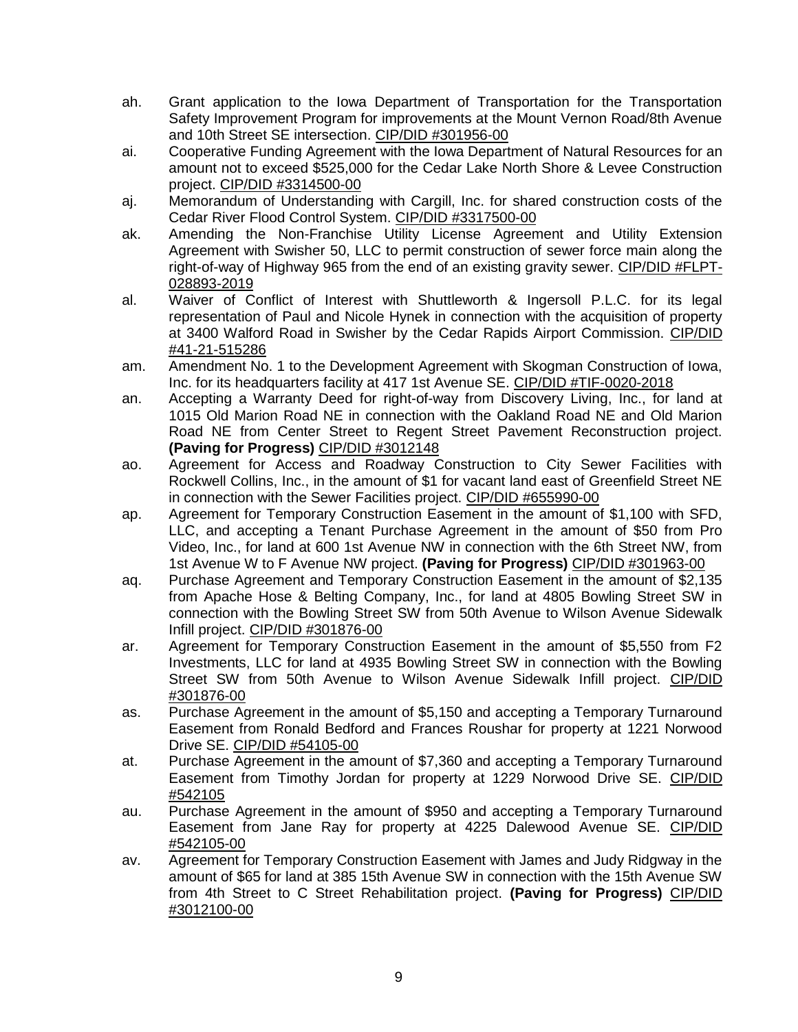ah. Grant application to the Iowa Department of Transportation for the Transportation Safety Improvement Program for improvements at the Mount Vernon Road/8th Avenue and 10th Street SE intersection. CIP/DID #301956-00

ai. Cooperative Funding Agreement with the Iowa Department of Natural Resources for an amount not to exceed $525,000 for the Cedar Lake North Shore & Levee Construction project. CIP/DID #3314500-00

aj. Memorandum of Understanding with Cargill, Inc. for shared construction costs of the Cedar River Flood Control System. CIP/DID #3317500-00

ak. Amending the Non-Franchise Utility License Agreement and Utility Extension Agreement with Swisher 50, LLC to permit construction of sewer force main along the right-of-way of Highway 965 from the end of an existing gravity sewer. CIP/DID #FLPT-028893-2019

al. Waiver of Conflict of Interest with Shuttleworth & Ingersoll P.L.C. for its legal representation of Paul and Nicole Hynek in connection with the acquisition of property at 3400 Walford Road in Swisher by the Cedar Rapids Airport Commission. CIP/DID #41-21-515286

am. Amendment No. 1 to the Development Agreement with Skogman Construction of Iowa, Inc. for its headquarters facility at 417 1st Avenue SE. CIP/DID #TIF-0020-2018

an. Accepting a Warranty Deed for right-of-way from Discovery Living, Inc., for land at 1015 Old Marion Road NE in connection with the Oakland Road NE and Old Marion Road NE from Center Street to Regent Street Pavement Reconstruction project. **(Paving for Progress)** CIP/DID #3012148

ao. Agreement for Access and Roadway Construction to City Sewer Facilities with Rockwell Collins, Inc., in the amount of $1 for vacant land east of Greenfield Street NE in connection with the Sewer Facilities project. CIP/DID #655990-00

ap. Agreement for Temporary Construction Easement in the amount of $1,100 with SFD, LLC, and accepting a Tenant Purchase Agreement in the amount of $50 from Pro Video, Inc., for land at 600 1st Avenue NW in connection with the 6th Street NW, from 1st Avenue W to F Avenue NW project. **(Paving for Progress)** CIP/DID #301963-00

aq. Purchase Agreement and Temporary Construction Easement in the amount of $2,135 from Apache Hose & Belting Company, Inc., for land at 4805 Bowling Street SW in connection with the Bowling Street SW from 50th Avenue to Wilson Avenue Sidewalk Infill project. CIP/DID #301876-00

ar. Agreement for Temporary Construction Easement in the amount of $5,550 from F2 Investments, LLC for land at 4935 Bowling Street SW in connection with the Bowling Street SW from 50th Avenue to Wilson Avenue Sidewalk Infill project. CIP/DID #301876-00

as. Purchase Agreement in the amount of $5,150 and accepting a Temporary Turnaround Easement from Ronald Bedford and Frances Roushar for property at 1221 Norwood Drive SE. CIP/DID #54105-00

at. Purchase Agreement in the amount of $7,360 and accepting a Temporary Turnaround Easement from Timothy Jordan for property at 1229 Norwood Drive SE. CIP/DID #542105

au. Purchase Agreement in the amount of $950 and accepting a Temporary Turnaround Easement from Jane Ray for property at 4225 Dalewood Avenue SE. CIP/DID #542105-00

av. Agreement for Temporary Construction Easement with James and Judy Ridgway in the amount of $65 for land at 385 15th Avenue SW in connection with the 15th Avenue SW from 4th Street to C Street Rehabilitation project. **(Paving for Progress)** CIP/DID #3012100-00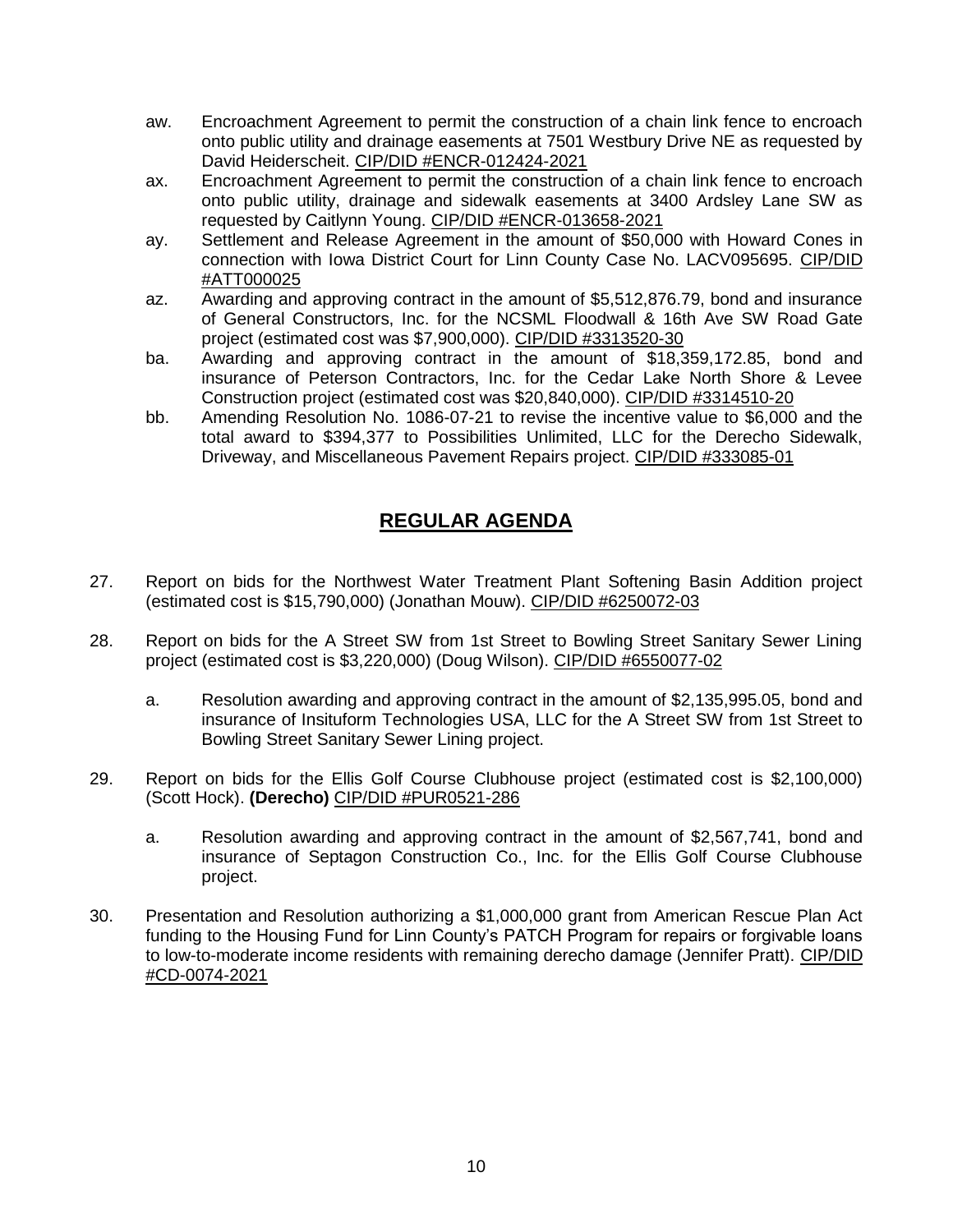aw. Encroachment Agreement to permit the construction of a chain link fence to encroach onto public utility and drainage easements at 7501 Westbury Drive NE as requested by David Heiderscheit. CIP/DID #ENCR-012424-2021

ax. Encroachment Agreement to permit the construction of a chain link fence to encroach onto public utility, drainage and sidewalk easements at 3400 Ardsley Lane SW as requested by Caitlynn Young. CIP/DID #ENCR-013658-2021

ay. Settlement and Release Agreement in the amount of $50,000 with Howard Cones in connection with Iowa District Court for Linn County Case No. LACV095695. CIP/DID #ATT000025

az. Awarding and approving contract in the amount of $5,512,876.79, bond and insurance of General Constructors, Inc. for the NCSML Floodwall & 16th Ave SW Road Gate project (estimated cost was $7,900,000). CIP/DID #3313520-30

ba. Awarding and approving contract in the amount of $18,359,172.85, bond and insurance of Peterson Contractors, Inc. for the Cedar Lake North Shore & Levee Construction project (estimated cost was $20,840,000). CIP/DID #3314510-20

bb. Amending Resolution No. 1086-07-21 to revise the incentive value to $6,000 and the total award to $394,377 to Possibilities Unlimited, LLC for the Derecho Sidewalk, Driveway, and Miscellaneous Pavement Repairs project. CIP/DID #333085-01

## REGULAR AGENDA

27. Report on bids for the Northwest Water Treatment Plant Softening Basin Addition project (estimated cost is $15,790,000) (Jonathan Mouw). CIP/DID #6250072-03

28. Report on bids for the A Street SW from 1st Street to Bowling Street Sanitary Sewer Lining project (estimated cost is $3,220,000) (Doug Wilson). CIP/DID #6550077-02

    a. Resolution awarding and approving contract in the amount of $2,135,995.05, bond and insurance of Insituform Technologies USA, LLC for the A Street SW from 1st Street to Bowling Street Sanitary Sewer Lining project.

29. Report on bids for the Ellis Golf Course Clubhouse project (estimated cost is $2,100,000) (Scott Hock). **(Derecho)** CIP/DID #PUR0521-286

    a. Resolution awarding and approving contract in the amount of $2,567,741, bond and insurance of Septagon Construction Co., Inc. for the Ellis Golf Course Clubhouse project.

30. Presentation and Resolution authorizing a $1,000,000 grant from American Rescue Plan Act funding to the Housing Fund for Linn County's PATCH Program for repairs or forgivable loans to low-to-moderate income residents with remaining derecho damage (Jennifer Pratt). CIP/DID #CD-0074-2021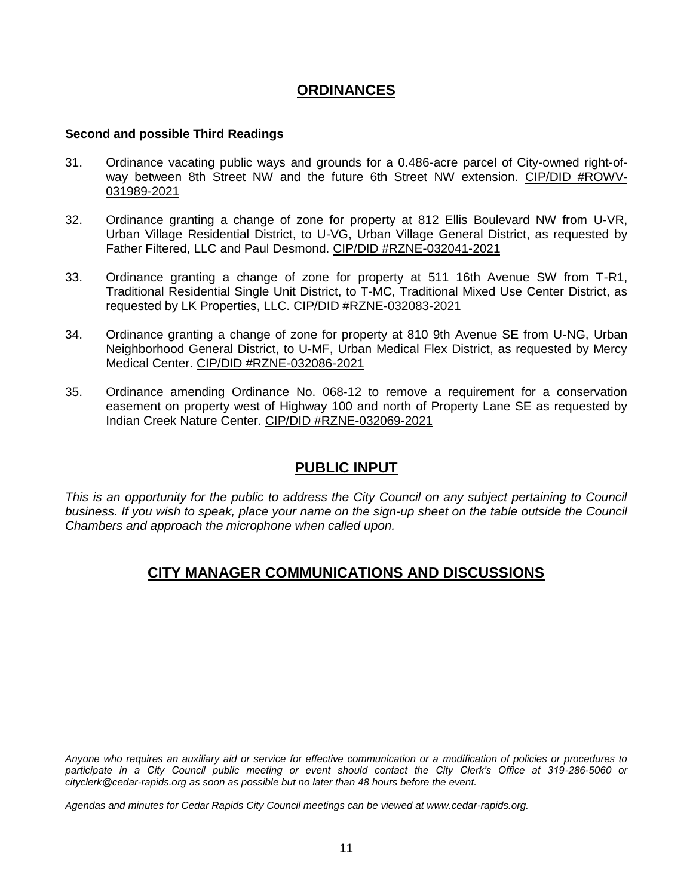## ORDINANCES

**Second and possible Third Readings**

31. Ordinance vacating public ways and grounds for a 0.486-acre parcel of City-owned right-of-way between 8th Street NW and the future 6th Street NW extension. CIP/DID #ROWV-031989-2021

32. Ordinance granting a change of zone for property at 812 Ellis Boulevard NW from U-VR, Urban Village Residential District, to U-VG, Urban Village General District, as requested by Father Filtered, LLC and Paul Desmond. CIP/DID #RZNE-032041-2021

33. Ordinance granting a change of zone for property at 511 16th Avenue SW from T-R1, Traditional Residential Single Unit District, to T-MC, Traditional Mixed Use Center District, as requested by LK Properties, LLC. CIP/DID #RZNE-032083-2021

34. Ordinance granting a change of zone for property at 810 9th Avenue SE from U-NG, Urban Neighborhood General District, to U-MF, Urban Medical Flex District, as requested by Mercy Medical Center. CIP/DID #RZNE-032086-2021

35. Ordinance amending Ordinance No. 068-12 to remove a requirement for a conservation easement on property west of Highway 100 and north of Property Lane SE as requested by Indian Creek Nature Center. CIP/DID #RZNE-032069-2021

## PUBLIC INPUT

*This is an opportunity for the public to address the City Council on any subject pertaining to Council business. If you wish to speak, place your name on the sign-up sheet on the table outside the Council Chambers and approach the microphone when called upon.*

## CITY MANAGER COMMUNICATIONS AND DISCUSSIONS

*Anyone who requires an auxiliary aid or service for effective communication or a modification of policies or procedures to participate in a City Council public meeting or event should contact the City Clerk's Office at 319-286-5060 or cityclerk@cedar-rapids.org as soon as possible but no later than 48 hours before the event.*

*Agendas and minutes for Cedar Rapids City Council meetings can be viewed at www.cedar-rapids.org.*